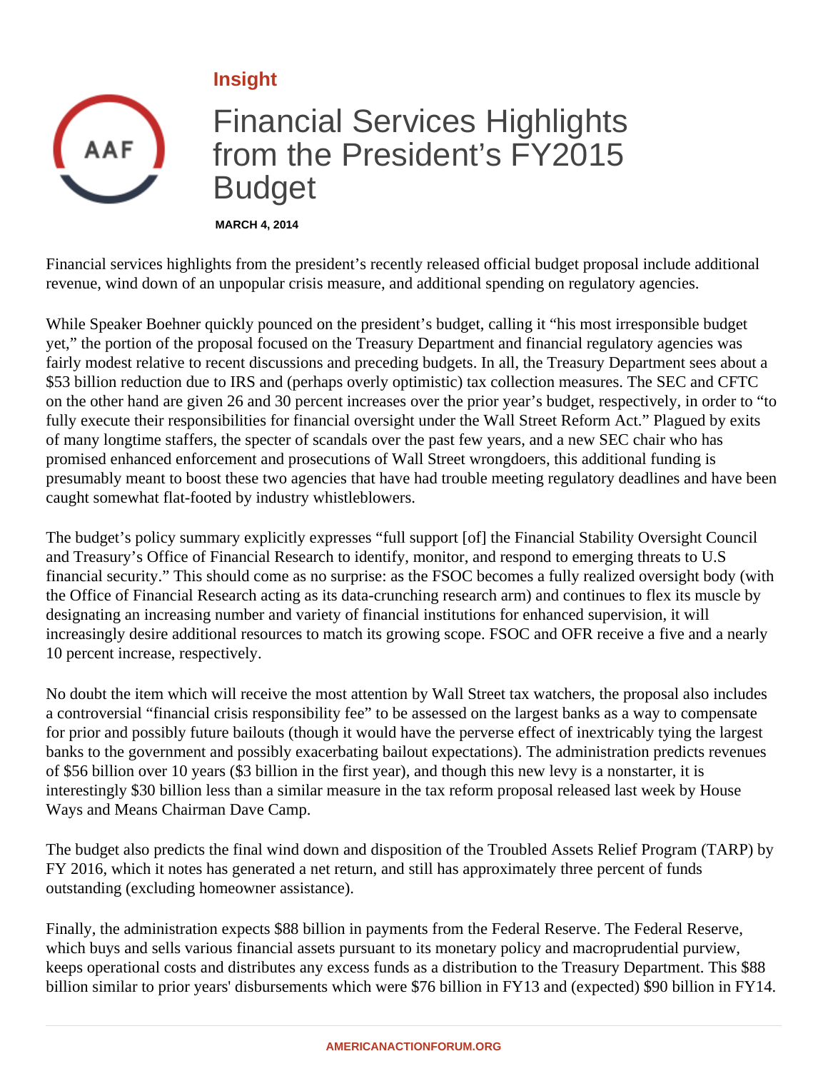Insight

# Financial Services Highlights from the President's FY2015 Budget

**MARCH 4, 2014**

Financial services highlights from the president's recently released official budget proposal include additional revenue, wind down of an unpopular crisis measure, and additional spending on regulatory agencies.

While Speaker Boehner quickly pounced on the president's budget, calling it "his most irresponsible budget yet," the portion of the proposal focused on the Treasury Department and financial regulatory agencies was fairly modest relative to recent discussions and preceding budgets. In all, the Treasury Department sees about a $53 billion reduction due to IRS and (perhaps overly optimistic) tax collection measures. The SEC and CFTC on the other hand are given 26 and 30 percent increases over the prior year's budget, respectively, in order to "to fully execute their responsibilities for financial oversight under the Wall Street Reform Act." Plagued by exits of many longtime staffers, the specter of scandals over the past few years, and a new SEC chair who has promised enhanced enforcement and prosecutions of Wall Street wrongdoers, this additional funding is presumably meant to boost these two agencies that have had trouble meeting regulatory deadlines and have been caught somewhat flat-footed by industry whistleblowers.

The budget's policy summary explicitly expresses "full support [of] the Financial Stability Oversight Council and Treasury's Office of Financial Research to identify, monitor, and respond to emerging threats to U.S financial security." This should come as no surprise: as the FSOC becomes a fully realized oversight body (with the Office of Financial Research acting as its data-crunching research arm) and continues to flex its muscle by designating an increasing number and variety of financial institutions for enhanced supervision, it will increasingly desire additional resources to match its growing scope. FSOC and OFR receive a five and a nearly 10 percent increase, respectively.

No doubt the item which will receive the most attention by Wall Street tax watchers, the proposal also includes a controversial "financial crisis responsibility fee" to be assessed on the largest banks as a way to compensate for prior and possibly future bailouts (though it would have the perverse effect of inextricably tying the largest banks to the government and possibly exacerbating bailout expectations). The administration predicts revenues of $56 billion over 10 years ($3 billion in the first year), and though this new levy is a nonstarter, it is interestingly $30 billion less than a similar measure in the tax reform proposal released last week by House Ways and Means Chairman Dave Camp.

The budget also predicts the final wind down and disposition of the Troubled Assets Relief Program (TARP) by FY 2016, which it notes has generated a net return, and still has approximately three percent of funds outstanding (excluding homeowner assistance).

Finally, the administration expects $88 billion in payments from the Federal Reserve. The Federal Reserve, which buys and sells various financial assets pursuant to its monetary policy and macroprudential purview, keeps operational costs and distributes any excess funds as a distribution to the Treasury Department. This $88 billion similar to prior years' disbursements which were $76 billion in FY13 and (expected) $90 billion in FY14.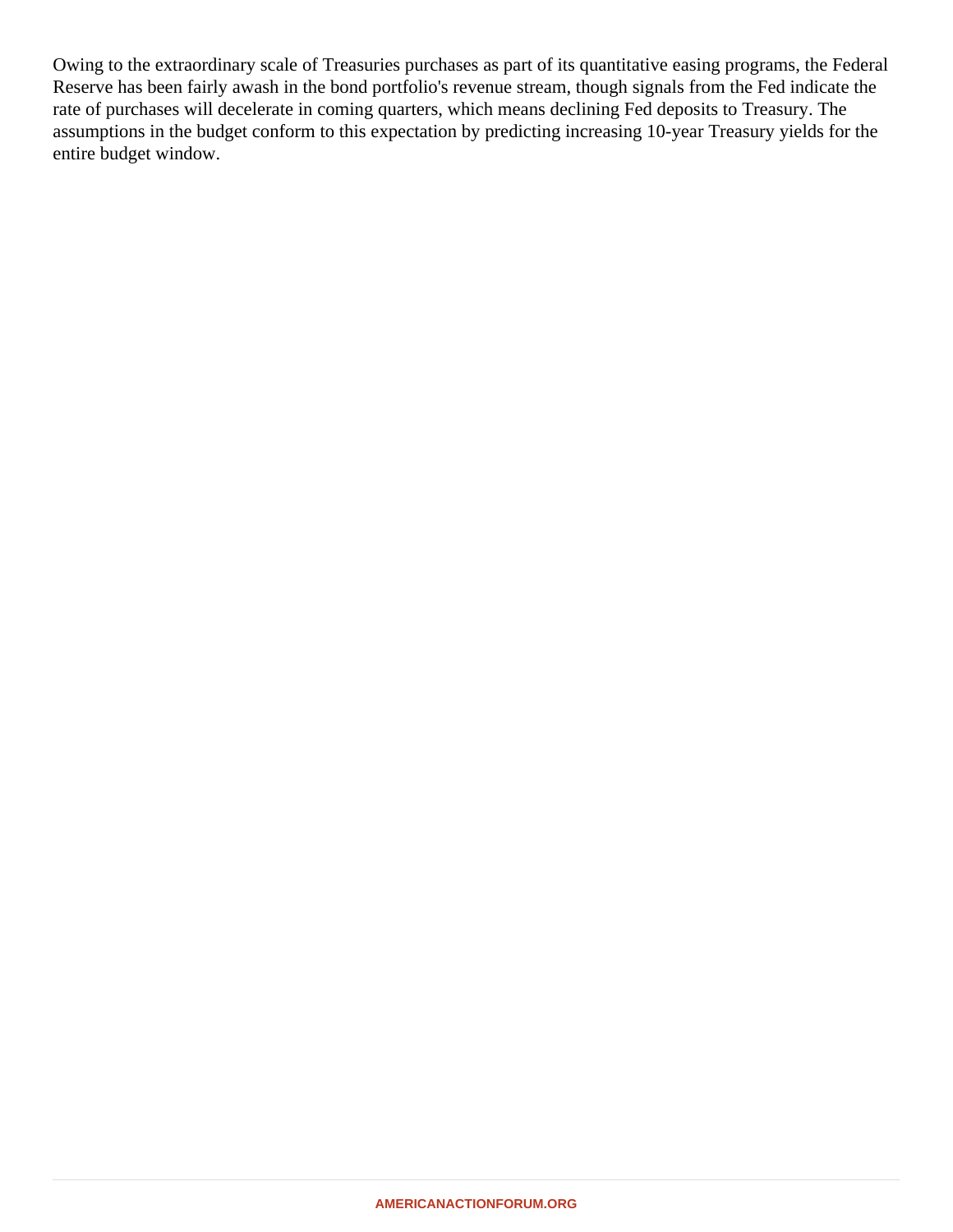Owing to the extraordinary scale of Treasuries purchases as part of its quantitative easing programs, the Federal Reserve has been fairly awash in the bond portfolio's revenue stream, though signals from the Fed indicate the rate of purchases will decelerate in coming quarters, which means declining Fed deposits to Treasury. The assumptions in the budget conform to this expectation by predicting increasing 10-year Treasury yields for the entire budget window.